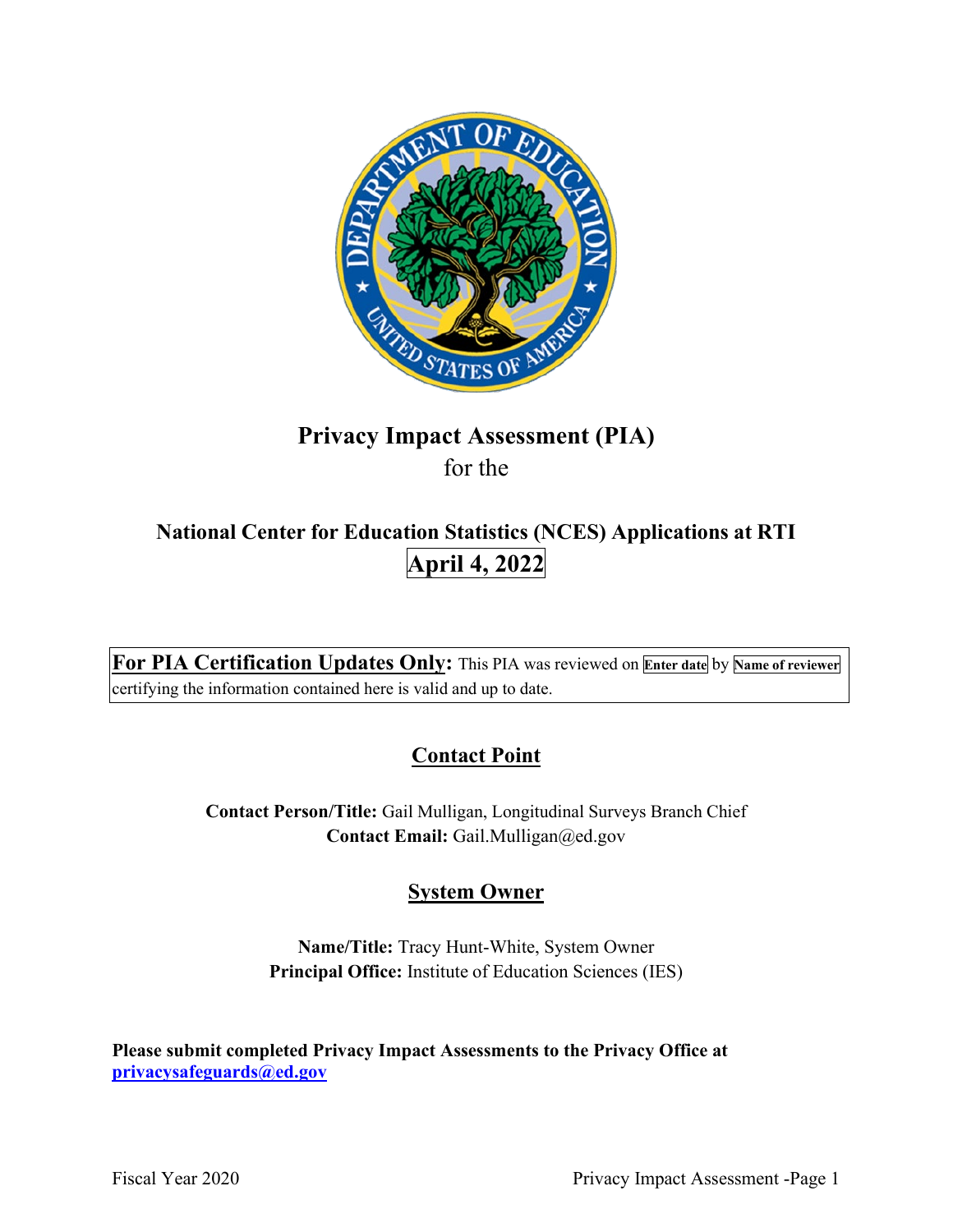# Privacy Impact Assessment (PIA)

for the

## National Center for Education Statistics (NCES) Applications at RTI

**April 4, 2022**

**For PIA Certification Updates Only:** This PIA was reviewed on **Enter date** by **Name of reviewer** certifying the information contained here is valid and up to date.

## Contact Point

**Contact Person/Title:** Gail Mulligan, Longitudinal Surveys Branch Chief
**Contact Email:** Gail.Mulligan@ed.gov

## System Owner

**Name/Title:** Tracy Hunt-White, System Owner
**Principal Office:** Institute of Education Sciences (IES)

**Please submit completed Privacy Impact Assessments to the Privacy Office at privacysafeguards@ed.gov**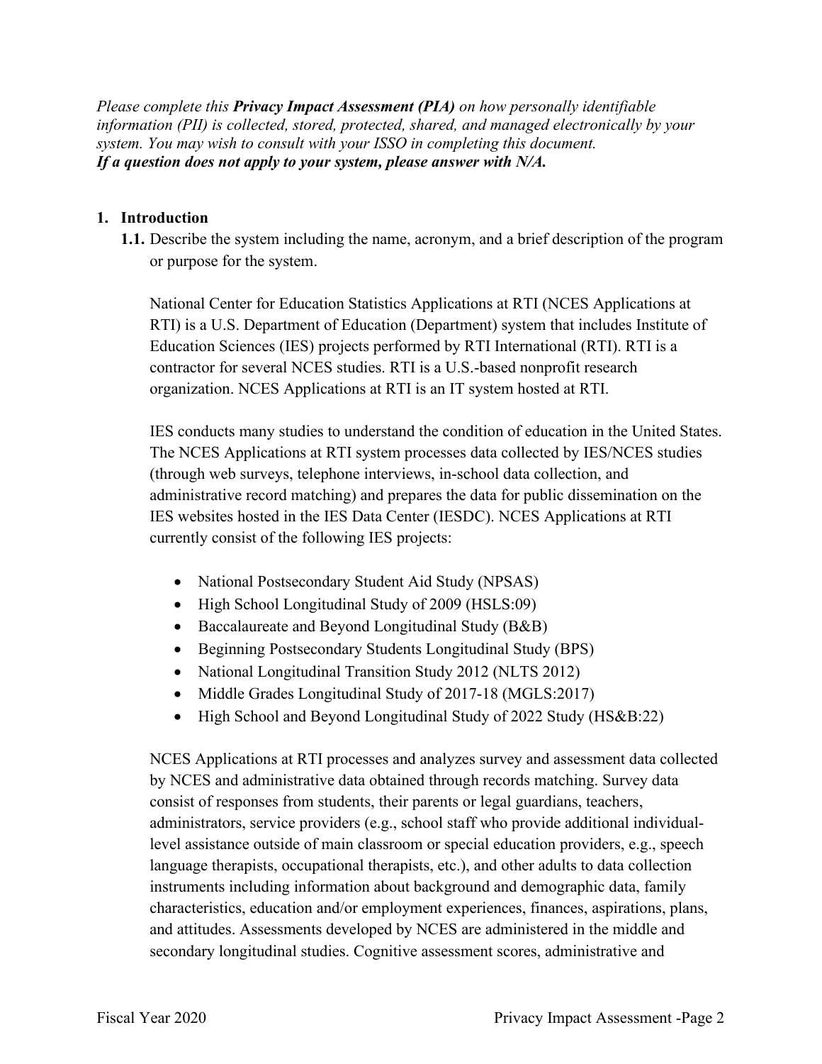*Please complete this **Privacy Impact Assessment (PIA)** on how personally identifiable information (PII) is collected, stored, protected, shared, and managed electronically by your system. You may wish to consult with your ISSO in completing this document.*
***If a question does not apply to your system, please answer with N/A.***

## 1. Introduction

**1.1.** Describe the system including the name, acronym, and a brief description of the program or purpose for the system.

National Center for Education Statistics Applications at RTI (NCES Applications at RTI) is a U.S. Department of Education (Department) system that includes Institute of Education Sciences (IES) projects performed by RTI International (RTI). RTI is a contractor for several NCES studies. RTI is a U.S.-based nonprofit research organization. NCES Applications at RTI is an IT system hosted at RTI.

IES conducts many studies to understand the condition of education in the United States. The NCES Applications at RTI system processes data collected by IES/NCES studies (through web surveys, telephone interviews, in-school data collection, and administrative record matching) and prepares the data for public dissemination on the IES websites hosted in the IES Data Center (IESDC). NCES Applications at RTI currently consist of the following IES projects:

- National Postsecondary Student Aid Study (NPSAS)
- High School Longitudinal Study of 2009 (HSLS:09)
- Baccalaureate and Beyond Longitudinal Study (B&B)
- Beginning Postsecondary Students Longitudinal Study (BPS)
- National Longitudinal Transition Study 2012 (NLTS 2012)
- Middle Grades Longitudinal Study of 2017-18 (MGLS:2017)
- High School and Beyond Longitudinal Study of 2022 Study (HS&B:22)

NCES Applications at RTI processes and analyzes survey and assessment data collected by NCES and administrative data obtained through records matching. Survey data consist of responses from students, their parents or legal guardians, teachers, administrators, service providers (e.g., school staff who provide additional individual-level assistance outside of main classroom or special education providers, e.g., speech language therapists, occupational therapists, etc.), and other adults to data collection instruments including information about background and demographic data, family characteristics, education and/or employment experiences, finances, aspirations, plans, and attitudes. Assessments developed by NCES are administered in the middle and secondary longitudinal studies. Cognitive assessment scores, administrative and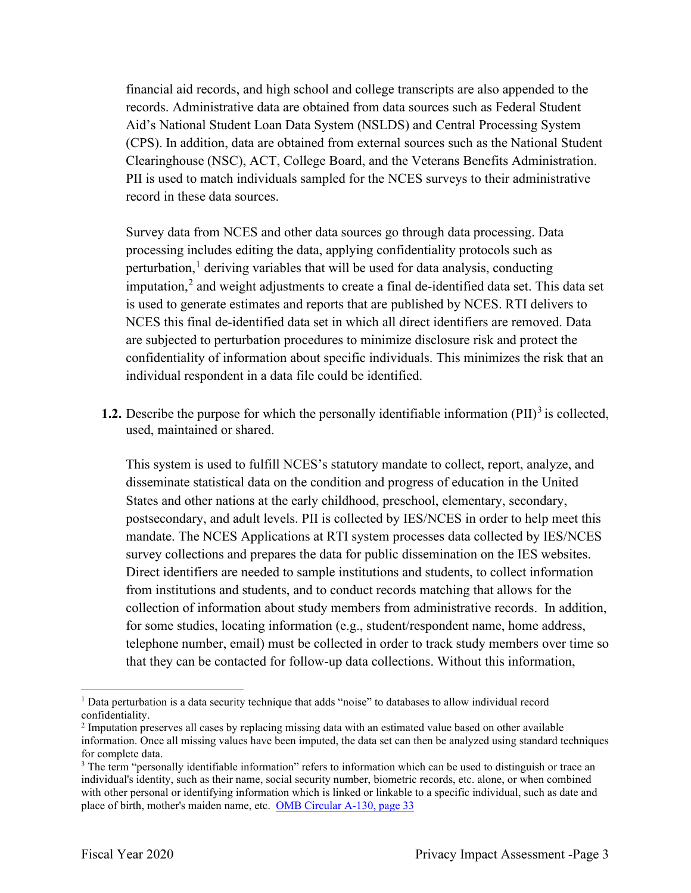financial aid records, and high school and college transcripts are also appended to the records. Administrative data are obtained from data sources such as Federal Student Aid's National Student Loan Data System (NSLDS) and Central Processing System (CPS). In addition, data are obtained from external sources such as the National Student Clearinghouse (NSC), ACT, College Board, and the Veterans Benefits Administration. PII is used to match individuals sampled for the NCES surveys to their administrative record in these data sources.

Survey data from NCES and other data sources go through data processing. Data processing includes editing the data, applying confidentiality protocols such as perturbation,[1] deriving variables that will be used for data analysis, conducting imputation,[2] and weight adjustments to create a final de-identified data set. This data set is used to generate estimates and reports that are published by NCES. RTI delivers to NCES this final de-identified data set in which all direct identifiers are removed. Data are subjected to perturbation procedures to minimize disclosure risk and protect the confidentiality of information about specific individuals. This minimizes the risk that an individual respondent in a data file could be identified.

**1.2.** Describe the purpose for which the personally identifiable information (PII)[3] is collected, used, maintained or shared.

This system is used to fulfill NCES's statutory mandate to collect, report, analyze, and disseminate statistical data on the condition and progress of education in the United States and other nations at the early childhood, preschool, elementary, secondary, postsecondary, and adult levels. PII is collected by IES/NCES in order to help meet this mandate. The NCES Applications at RTI system processes data collected by IES/NCES survey collections and prepares the data for public dissemination on the IES websites. Direct identifiers are needed to sample institutions and students, to collect information from institutions and students, and to conduct records matching that allows for the collection of information about study members from administrative records. In addition, for some studies, locating information (e.g., student/respondent name, home address, telephone number, email) must be collected in order to track study members over time so that they can be contacted for follow-up data collections. Without this information,

---

[1] Data perturbation is a data security technique that adds "noise" to databases to allow individual record confidentiality.

[2] Imputation preserves all cases by replacing missing data with an estimated value based on other available information. Once all missing values have been imputed, the data set can then be analyzed using standard techniques for complete data.

[3] The term "personally identifiable information" refers to information which can be used to distinguish or trace an individual's identity, such as their name, social security number, biometric records, etc. alone, or when combined with other personal or identifying information which is linked or linkable to a specific individual, such as date and place of birth, mother's maiden name, etc. OMB Circular A-130, page 33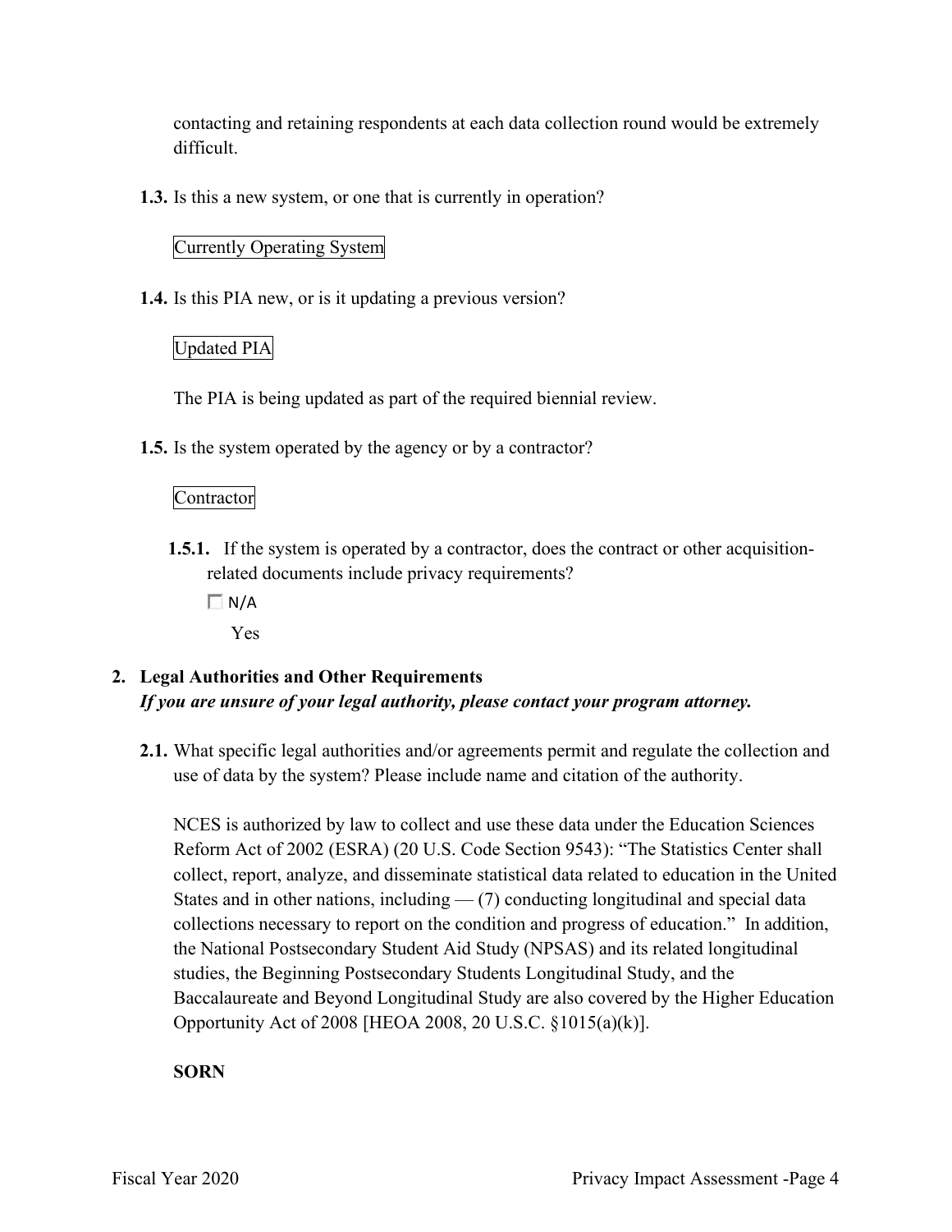contacting and retaining respondents at each data collection round would be extremely difficult.

**1.3.** Is this a new system, or one that is currently in operation?

Currently Operating System

**1.4.** Is this PIA new, or is it updating a previous version?

Updated PIA

The PIA is being updated as part of the required biennial review.

**1.5.** Is the system operated by the agency or by a contractor?

Contractor

**1.5.1.** If the system is operated by a contractor, does the contract or other acquisition-related documents include privacy requirements?

☐ N/A

Yes

## 2. Legal Authorities and Other Requirements

***If you are unsure of your legal authority, please contact your program attorney.***

**2.1.** What specific legal authorities and/or agreements permit and regulate the collection and use of data by the system? Please include name and citation of the authority.

NCES is authorized by law to collect and use these data under the Education Sciences Reform Act of 2002 (ESRA) (20 U.S. Code Section 9543): "The Statistics Center shall collect, report, analyze, and disseminate statistical data related to education in the United States and in other nations, including — (7) conducting longitudinal and special data collections necessary to report on the condition and progress of education." In addition, the National Postsecondary Student Aid Study (NPSAS) and its related longitudinal studies, the Beginning Postsecondary Students Longitudinal Study, and the Baccalaureate and Beyond Longitudinal Study are also covered by the Higher Education Opportunity Act of 2008 [HEOA 2008, 20 U.S.C. §1015(a)(k)].

**SORN**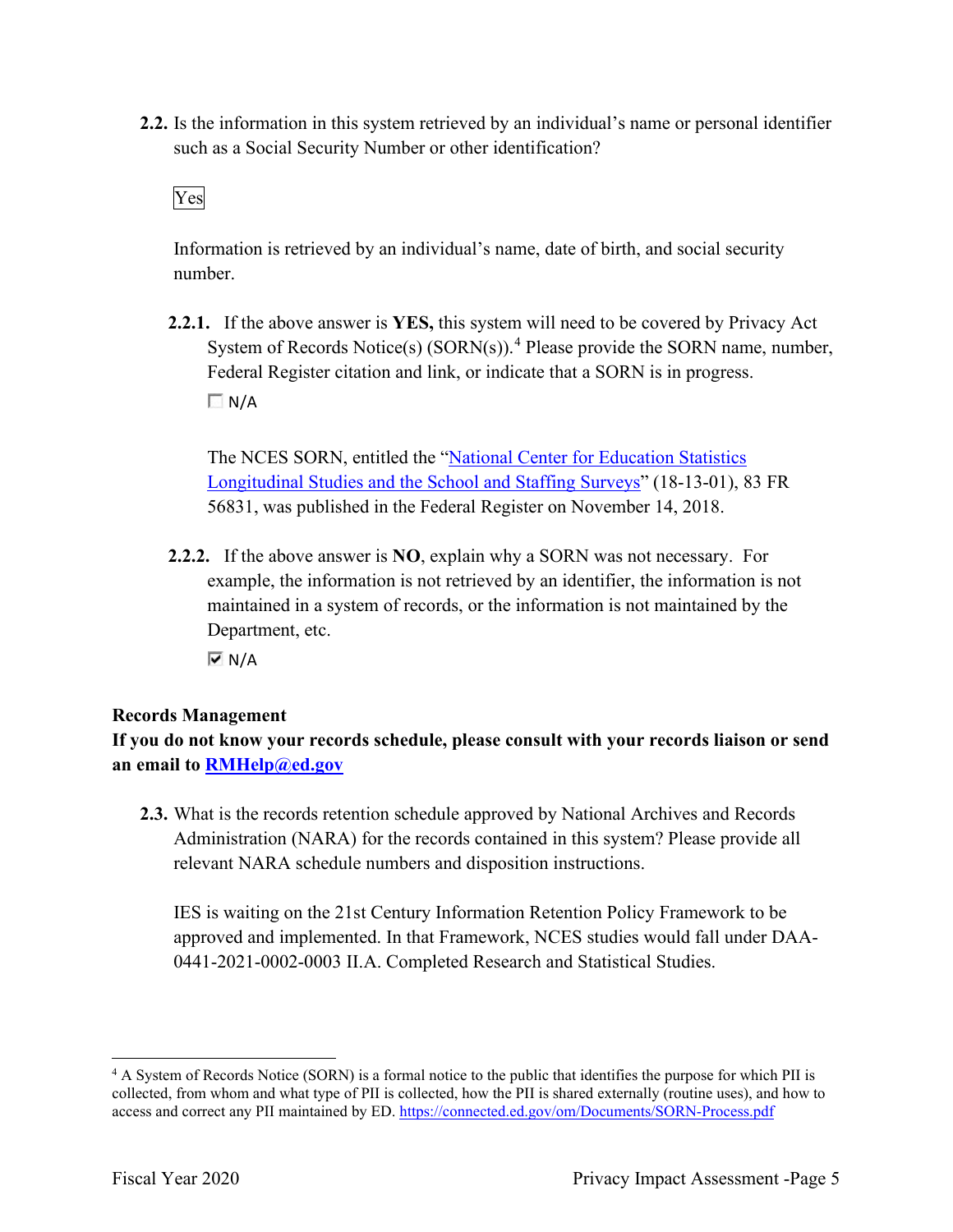**2.2.** Is the information in this system retrieved by an individual's name or personal identifier such as a Social Security Number or other identification?

Yes

Information is retrieved by an individual's name, date of birth, and social security number.

**2.2.1.** If the above answer is **YES,** this system will need to be covered by Privacy Act System of Records Notice(s) (SORN(s)).[4] Please provide the SORN name, number, Federal Register citation and link, or indicate that a SORN is in progress.

☐ N/A

The NCES SORN, entitled the "[National Center for Education Statistics Longitudinal Studies and the School and Staffing Surveys](#)" (18-13-01), 83 FR 56831, was published in the Federal Register on November 14, 2018.

**2.2.2.** If the above answer is **NO**, explain why a SORN was not necessary. For example, the information is not retrieved by an identifier, the information is not maintained in a system of records, or the information is not maintained by the Department, etc.

☑ N/A

**Records Management**

**If you do not know your records schedule, please consult with your records liaison or send an email to [RMHelp@ed.gov](mailto:RMHelp@ed.gov)**

**2.3.** What is the records retention schedule approved by National Archives and Records Administration (NARA) for the records contained in this system? Please provide all relevant NARA schedule numbers and disposition instructions.

IES is waiting on the 21st Century Information Retention Policy Framework to be approved and implemented. In that Framework, NCES studies would fall under DAA-0441-2021-0002-0003 II.A. Completed Research and Statistical Studies.

---

[4] A System of Records Notice (SORN) is a formal notice to the public that identifies the purpose for which PII is collected, from whom and what type of PII is collected, how the PII is shared externally (routine uses), and how to access and correct any PII maintained by ED. https://connected.ed.gov/om/Documents/SORN-Process.pdf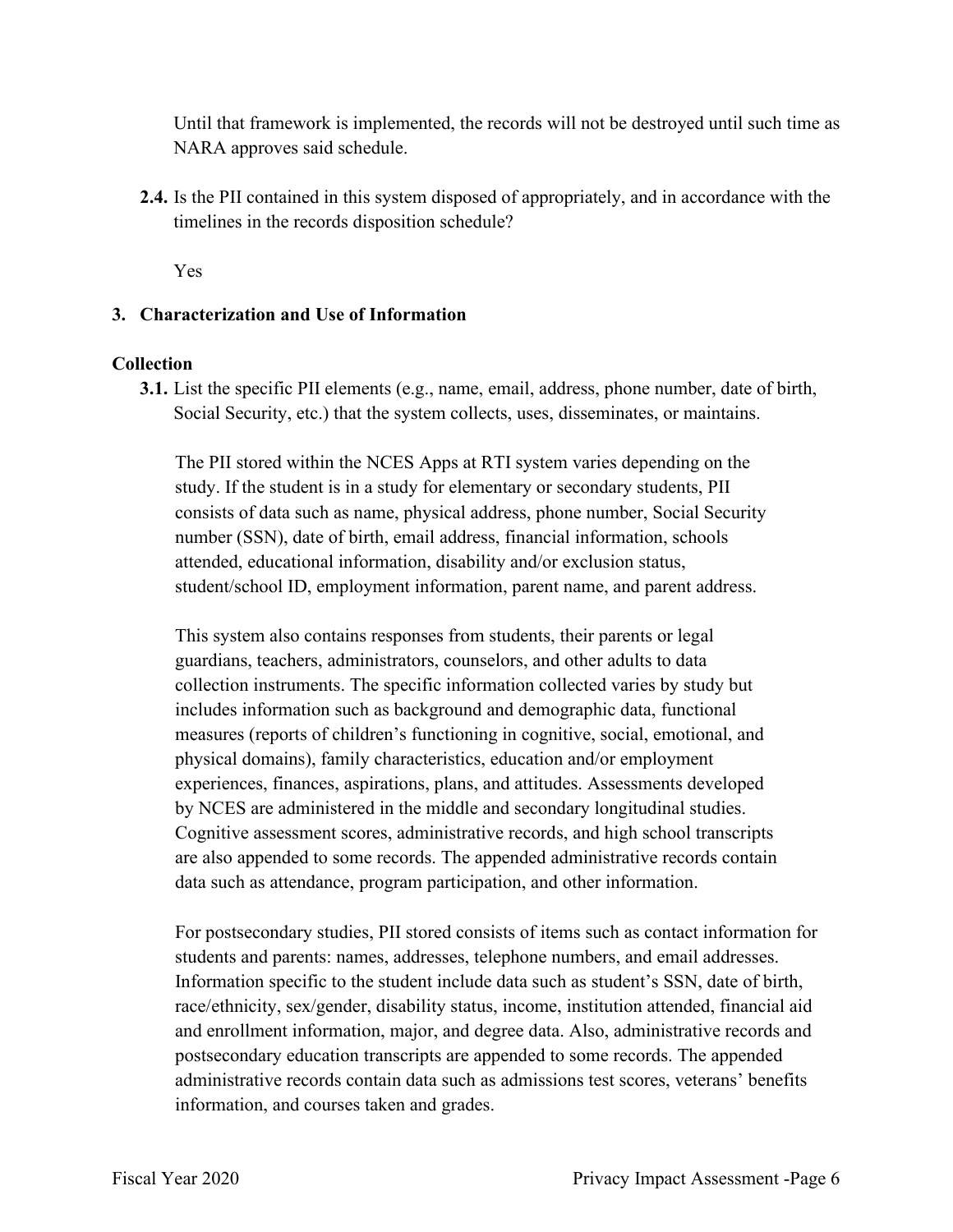Until that framework is implemented, the records will not be destroyed until such time as NARA approves said schedule.

**2.4.** Is the PII contained in this system disposed of appropriately, and in accordance with the timelines in the records disposition schedule?

Yes

## 3. Characterization and Use of Information

### Collection

**3.1.** List the specific PII elements (e.g., name, email, address, phone number, date of birth, Social Security, etc.) that the system collects, uses, disseminates, or maintains.

The PII stored within the NCES Apps at RTI system varies depending on the study. If the student is in a study for elementary or secondary students, PII consists of data such as name, physical address, phone number, Social Security number (SSN), date of birth, email address, financial information, schools attended, educational information, disability and/or exclusion status, student/school ID, employment information, parent name, and parent address.

This system also contains responses from students, their parents or legal guardians, teachers, administrators, counselors, and other adults to data collection instruments. The specific information collected varies by study but includes information such as background and demographic data, functional measures (reports of children's functioning in cognitive, social, emotional, and physical domains), family characteristics, education and/or employment experiences, finances, aspirations, plans, and attitudes. Assessments developed by NCES are administered in the middle and secondary longitudinal studies. Cognitive assessment scores, administrative records, and high school transcripts are also appended to some records. The appended administrative records contain data such as attendance, program participation, and other information.

For postsecondary studies, PII stored consists of items such as contact information for students and parents: names, addresses, telephone numbers, and email addresses. Information specific to the student include data such as student's SSN, date of birth, race/ethnicity, sex/gender, disability status, income, institution attended, financial aid and enrollment information, major, and degree data. Also, administrative records and postsecondary education transcripts are appended to some records. The appended administrative records contain data such as admissions test scores, veterans' benefits information, and courses taken and grades.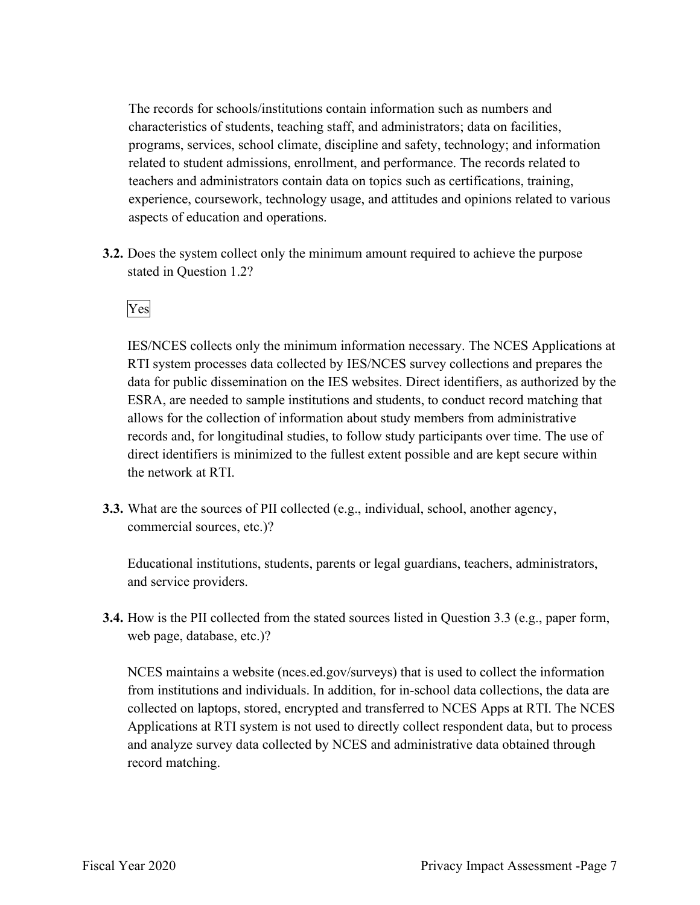The records for schools/institutions contain information such as numbers and characteristics of students, teaching staff, and administrators; data on facilities, programs, services, school climate, discipline and safety, technology; and information related to student admissions, enrollment, and performance. The records related to teachers and administrators contain data on topics such as certifications, training, experience, coursework, technology usage, and attitudes and opinions related to various aspects of education and operations.

**3.2.** Does the system collect only the minimum amount required to achieve the purpose stated in Question 1.2?

Yes

IES/NCES collects only the minimum information necessary. The NCES Applications at RTI system processes data collected by IES/NCES survey collections and prepares the data for public dissemination on the IES websites. Direct identifiers, as authorized by the ESRA, are needed to sample institutions and students, to conduct record matching that allows for the collection of information about study members from administrative records and, for longitudinal studies, to follow study participants over time. The use of direct identifiers is minimized to the fullest extent possible and are kept secure within the network at RTI.

**3.3.** What are the sources of PII collected (e.g., individual, school, another agency, commercial sources, etc.)?

Educational institutions, students, parents or legal guardians, teachers, administrators, and service providers.

**3.4.** How is the PII collected from the stated sources listed in Question 3.3 (e.g., paper form, web page, database, etc.)?

NCES maintains a website (nces.ed.gov/surveys) that is used to collect the information from institutions and individuals. In addition, for in-school data collections, the data are collected on laptops, stored, encrypted and transferred to NCES Apps at RTI. The NCES Applications at RTI system is not used to directly collect respondent data, but to process and analyze survey data collected by NCES and administrative data obtained through record matching.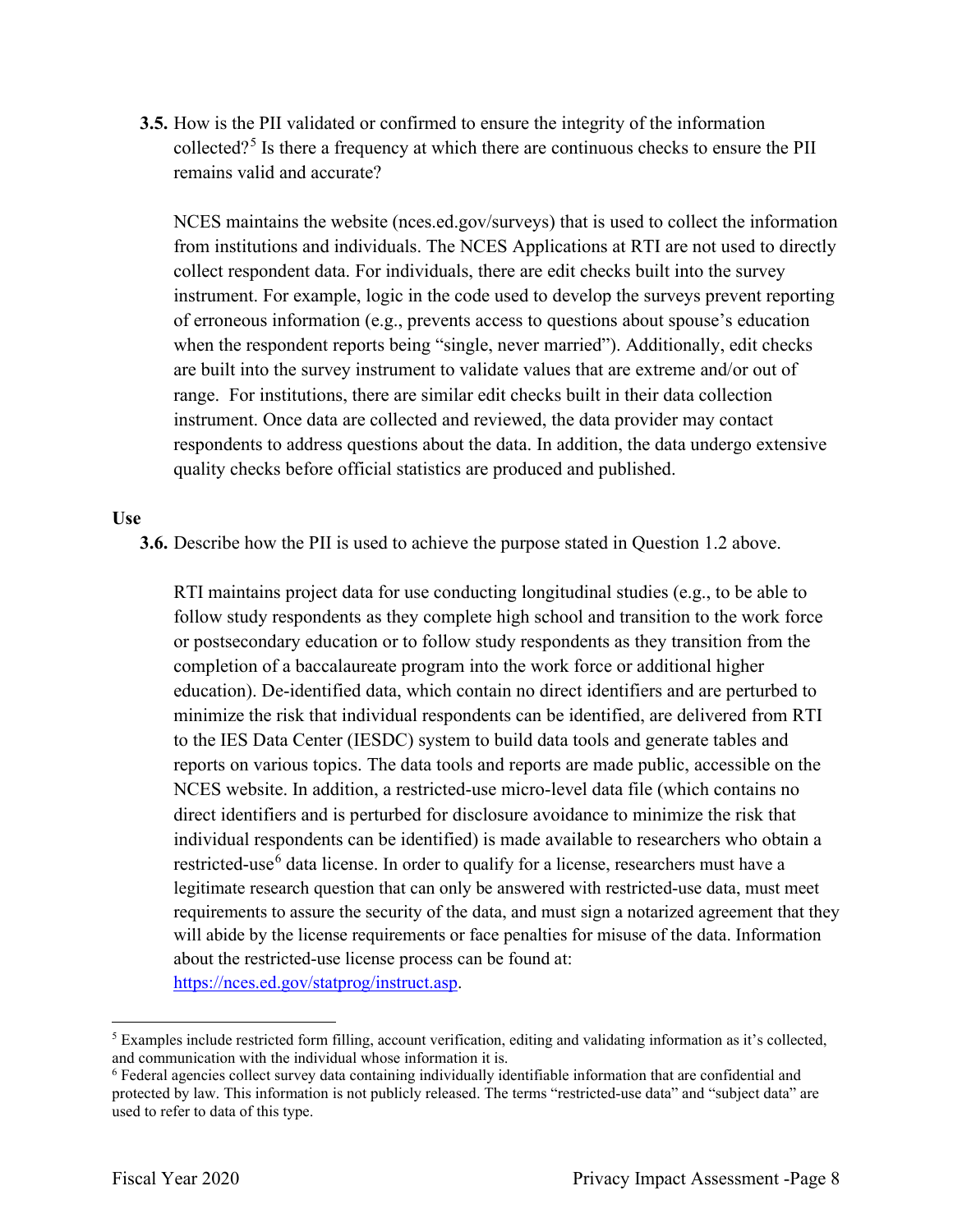**3.5.** How is the PII validated or confirmed to ensure the integrity of the information collected?[5] Is there a frequency at which there are continuous checks to ensure the PII remains valid and accurate?

NCES maintains the website (nces.ed.gov/surveys) that is used to collect the information from institutions and individuals. The NCES Applications at RTI are not used to directly collect respondent data. For individuals, there are edit checks built into the survey instrument. For example, logic in the code used to develop the surveys prevent reporting of erroneous information (e.g., prevents access to questions about spouse's education when the respondent reports being "single, never married"). Additionally, edit checks are built into the survey instrument to validate values that are extreme and/or out of range. For institutions, there are similar edit checks built in their data collection instrument. Once data are collected and reviewed, the data provider may contact respondents to address questions about the data. In addition, the data undergo extensive quality checks before official statistics are produced and published.

**Use**

**3.6.** Describe how the PII is used to achieve the purpose stated in Question 1.2 above.

RTI maintains project data for use conducting longitudinal studies (e.g., to be able to follow study respondents as they complete high school and transition to the work force or postsecondary education or to follow study respondents as they transition from the completion of a baccalaureate program into the work force or additional higher education). De-identified data, which contain no direct identifiers and are perturbed to minimize the risk that individual respondents can be identified, are delivered from RTI to the IES Data Center (IESDC) system to build data tools and generate tables and reports on various topics. The data tools and reports are made public, accessible on the NCES website. In addition, a restricted-use micro-level data file (which contains no direct identifiers and is perturbed for disclosure avoidance to minimize the risk that individual respondents can be identified) is made available to researchers who obtain a restricted-use[6] data license. In order to qualify for a license, researchers must have a legitimate research question that can only be answered with restricted-use data, must meet requirements to assure the security of the data, and must sign a notarized agreement that they will abide by the license requirements or face penalties for misuse of the data. Information about the restricted-use license process can be found at: https://nces.ed.gov/statprog/instruct.asp.

---

[5] Examples include restricted form filling, account verification, editing and validating information as it's collected, and communication with the individual whose information it is.

[6] Federal agencies collect survey data containing individually identifiable information that are confidential and protected by law. This information is not publicly released. The terms "restricted-use data" and "subject data" are used to refer to data of this type.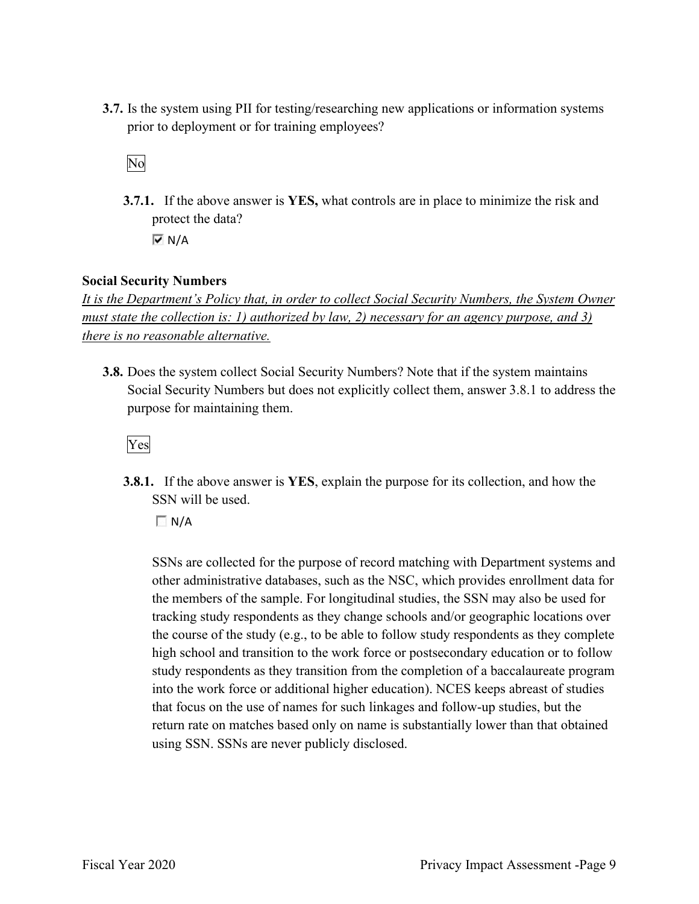**3.7.** Is the system using PII for testing/researching new applications or information systems prior to deployment or for training employees?

No

**3.7.1.** If the above answer is **YES,** what controls are in place to minimize the risk and protect the data?

☑ N/A

**Social Security Numbers**

*It is the Department's Policy that, in order to collect Social Security Numbers, the System Owner must state the collection is: 1) authorized by law, 2) necessary for an agency purpose, and 3) there is no reasonable alternative.*

**3.8.** Does the system collect Social Security Numbers? Note that if the system maintains Social Security Numbers but does not explicitly collect them, answer 3.8.1 to address the purpose for maintaining them.

Yes

**3.8.1.** If the above answer is **YES**, explain the purpose for its collection, and how the SSN will be used.

☐ N/A

SSNs are collected for the purpose of record matching with Department systems and other administrative databases, such as the NSC, which provides enrollment data for the members of the sample. For longitudinal studies, the SSN may also be used for tracking study respondents as they change schools and/or geographic locations over the course of the study (e.g., to be able to follow study respondents as they complete high school and transition to the work force or postsecondary education or to follow study respondents as they transition from the completion of a baccalaureate program into the work force or additional higher education). NCES keeps abreast of studies that focus on the use of names for such linkages and follow-up studies, but the return rate on matches based only on name is substantially lower than that obtained using SSN. SSNs are never publicly disclosed.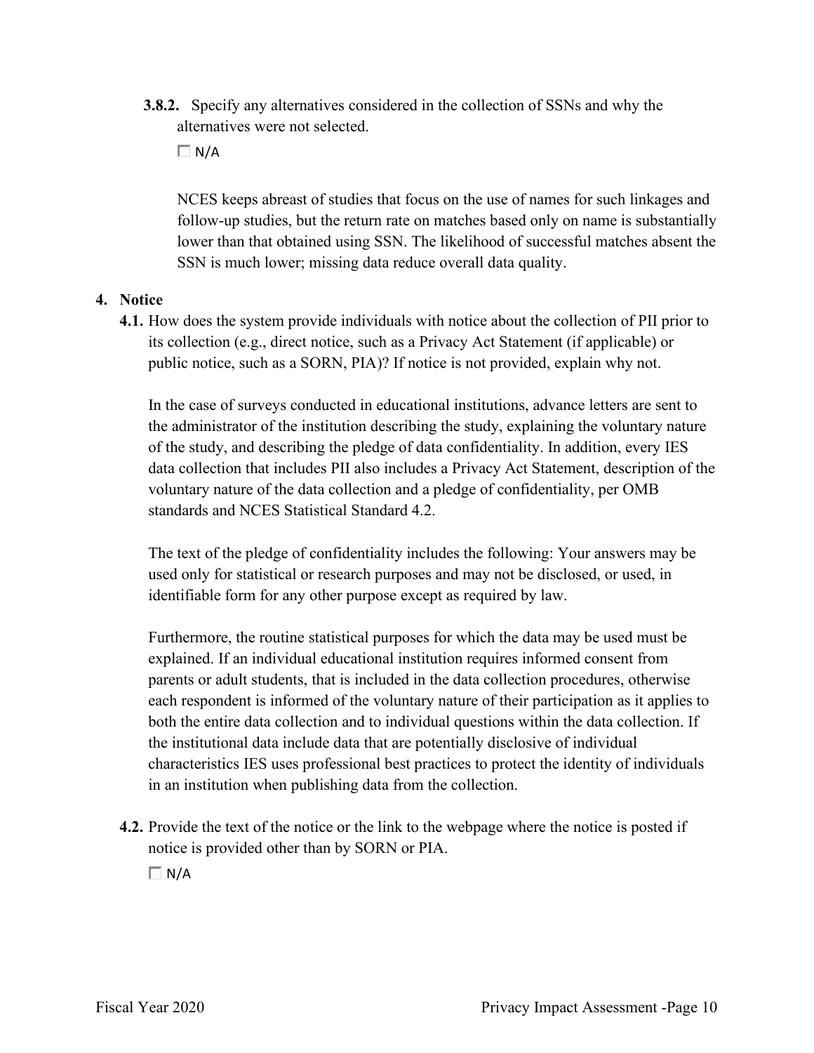**3.8.2.** Specify any alternatives considered in the collection of SSNs and why the alternatives were not selected.

☐ N/A

NCES keeps abreast of studies that focus on the use of names for such linkages and follow-up studies, but the return rate on matches based only on name is substantially lower than that obtained using SSN. The likelihood of successful matches absent the SSN is much lower; missing data reduce overall data quality.

## 4. Notice

**4.1.** How does the system provide individuals with notice about the collection of PII prior to its collection (e.g., direct notice, such as a Privacy Act Statement (if applicable) or public notice, such as a SORN, PIA)? If notice is not provided, explain why not.

In the case of surveys conducted in educational institutions, advance letters are sent to the administrator of the institution describing the study, explaining the voluntary nature of the study, and describing the pledge of data confidentiality. In addition, every IES data collection that includes PII also includes a Privacy Act Statement, description of the voluntary nature of the data collection and a pledge of confidentiality, per OMB standards and NCES Statistical Standard 4.2.

The text of the pledge of confidentiality includes the following: Your answers may be used only for statistical or research purposes and may not be disclosed, or used, in identifiable form for any other purpose except as required by law.

Furthermore, the routine statistical purposes for which the data may be used must be explained. If an individual educational institution requires informed consent from parents or adult students, that is included in the data collection procedures, otherwise each respondent is informed of the voluntary nature of their participation as it applies to both the entire data collection and to individual questions within the data collection. If the institutional data include data that are potentially disclosive of individual characteristics IES uses professional best practices to protect the identity of individuals in an institution when publishing data from the collection.

**4.2.** Provide the text of the notice or the link to the webpage where the notice is posted if notice is provided other than by SORN or PIA.

☐ N/A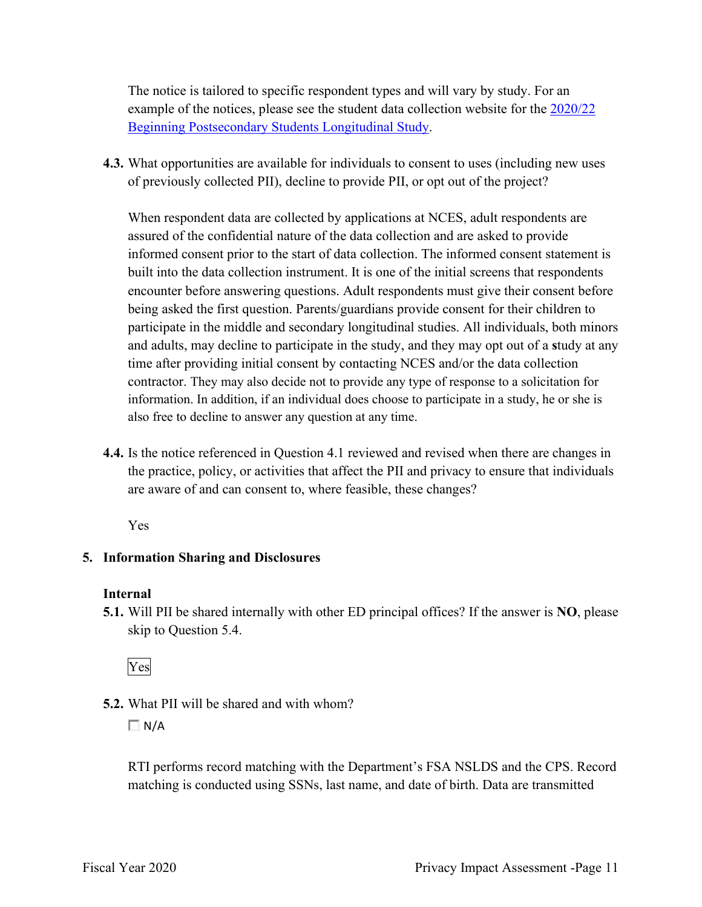The notice is tailored to specific respondent types and will vary by study. For an example of the notices, please see the student data collection website for the [2020/22 Beginning Postsecondary Students Longitudinal Study](https://nces.ed.gov/).

**4.3.** What opportunities are available for individuals to consent to uses (including new uses of previously collected PII), decline to provide PII, or opt out of the project?

When respondent data are collected by applications at NCES, adult respondents are assured of the confidential nature of the data collection and are asked to provide informed consent prior to the start of data collection. The informed consent statement is built into the data collection instrument. It is one of the initial screens that respondents encounter before answering questions. Adult respondents must give their consent before being asked the first question. Parents/guardians provide consent for their children to participate in the middle and secondary longitudinal studies. All individuals, both minors and adults, may decline to participate in the study, and they may opt out of a study at any time after providing initial consent by contacting NCES and/or the data collection contractor. They may also decide not to provide any type of response to a solicitation for information. In addition, if an individual does choose to participate in a study, he or she is also free to decline to answer any question at any time.

**4.4.** Is the notice referenced in Question 4.1 reviewed and revised when there are changes in the practice, policy, or activities that affect the PII and privacy to ensure that individuals are aware of and can consent to, where feasible, these changes?

Yes

## 5. Information Sharing and Disclosures

### Internal

**5.1.** Will PII be shared internally with other ED principal offices? If the answer is **NO**, please skip to Question 5.4.

Yes

**5.2.** What PII will be shared and with whom?

☐ N/A

RTI performs record matching with the Department's FSA NSLDS and the CPS. Record matching is conducted using SSNs, last name, and date of birth. Data are transmitted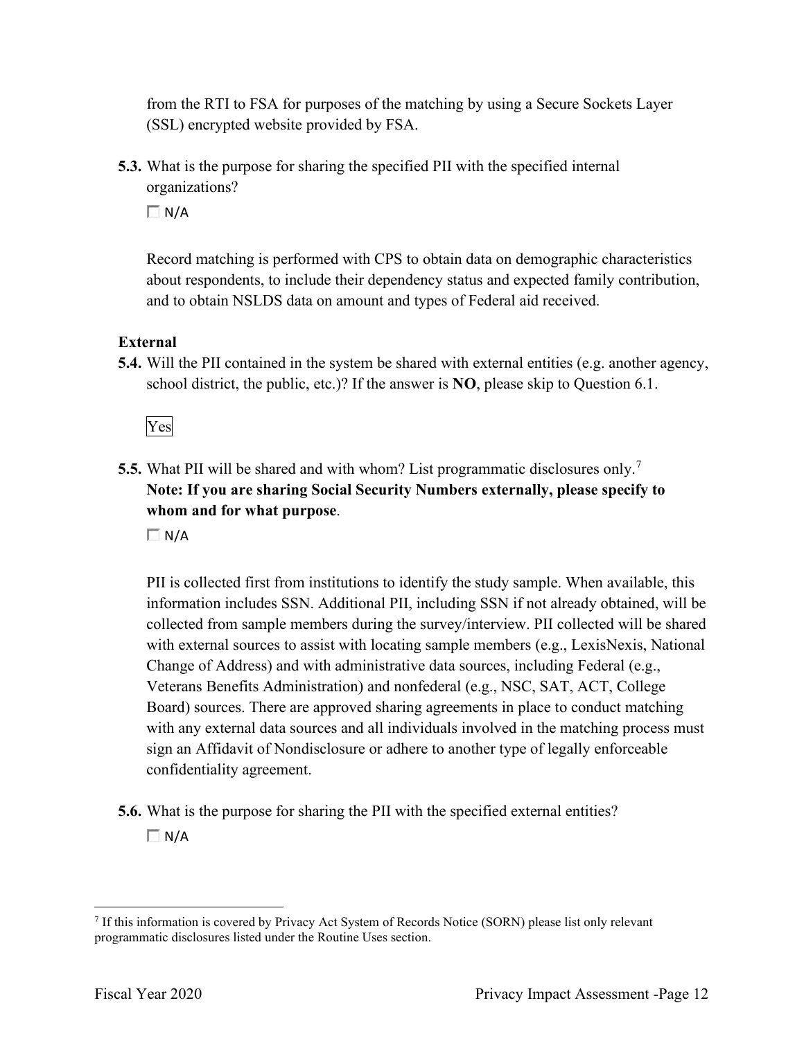from the RTI to FSA for purposes of the matching by using a Secure Sockets Layer (SSL) encrypted website provided by FSA.

**5.3.** What is the purpose for sharing the specified PII with the specified internal organizations?

☐ N/A

Record matching is performed with CPS to obtain data on demographic characteristics about respondents, to include their dependency status and expected family contribution, and to obtain NSLDS data on amount and types of Federal aid received.

**External**

**5.4.** Will the PII contained in the system be shared with external entities (e.g. another agency, school district, the public, etc.)? If the answer is **NO**, please skip to Question 6.1.

Yes

**5.5.** What PII will be shared and with whom? List programmatic disclosures only.[7] **Note: If you are sharing Social Security Numbers externally, please specify to whom and for what purpose**.

☐ N/A

PII is collected first from institutions to identify the study sample. When available, this information includes SSN. Additional PII, including SSN if not already obtained, will be collected from sample members during the survey/interview. PII collected will be shared with external sources to assist with locating sample members (e.g., LexisNexis, National Change of Address) and with administrative data sources, including Federal (e.g., Veterans Benefits Administration) and nonfederal (e.g., NSC, SAT, ACT, College Board) sources. There are approved sharing agreements in place to conduct matching with any external data sources and all individuals involved in the matching process must sign an Affidavit of Nondisclosure or adhere to another type of legally enforceable confidentiality agreement.

**5.6.** What is the purpose for sharing the PII with the specified external entities?

☐ N/A

[7] If this information is covered by Privacy Act System of Records Notice (SORN) please list only relevant programmatic disclosures listed under the Routine Uses section.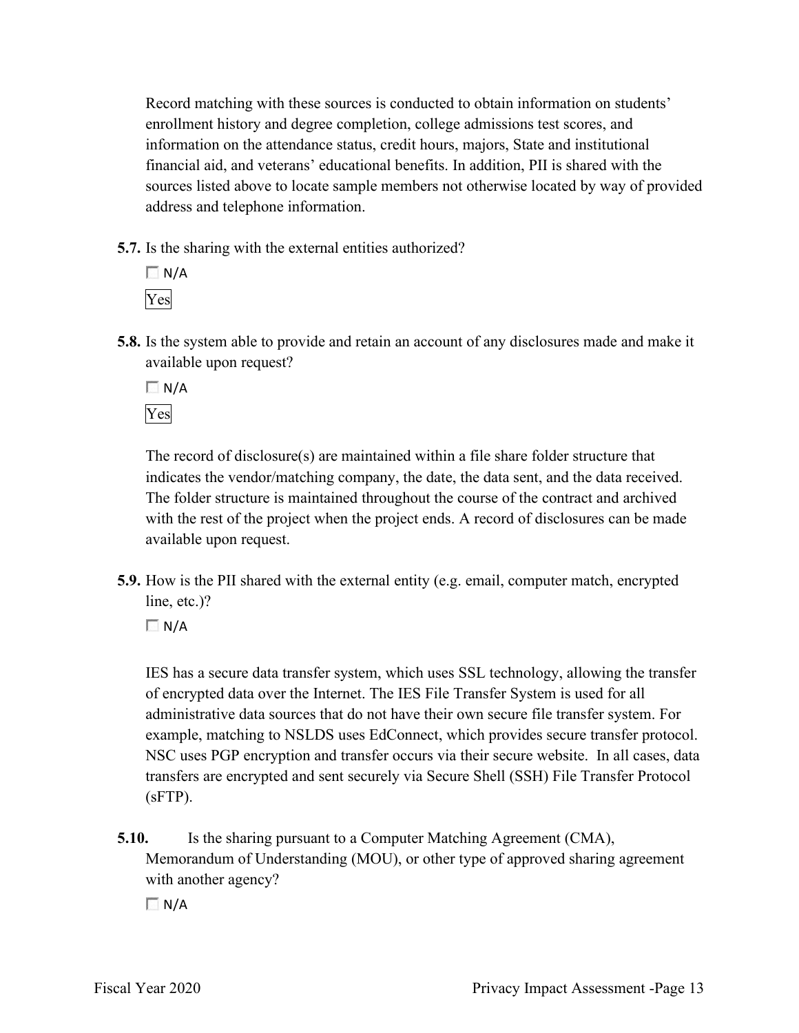Record matching with these sources is conducted to obtain information on students' enrollment history and degree completion, college admissions test scores, and information on the attendance status, credit hours, majors, State and institutional financial aid, and veterans' educational benefits. In addition, PII is shared with the sources listed above to locate sample members not otherwise located by way of provided address and telephone information.

**5.7.** Is the sharing with the external entities authorized?

☐ N/A

Yes

**5.8.** Is the system able to provide and retain an account of any disclosures made and make it available upon request?

☐ N/A

Yes

The record of disclosure(s) are maintained within a file share folder structure that indicates the vendor/matching company, the date, the data sent, and the data received. The folder structure is maintained throughout the course of the contract and archived with the rest of the project when the project ends. A record of disclosures can be made available upon request.

**5.9.** How is the PII shared with the external entity (e.g. email, computer match, encrypted line, etc.)?

☐ N/A

IES has a secure data transfer system, which uses SSL technology, allowing the transfer of encrypted data over the Internet. The IES File Transfer System is used for all administrative data sources that do not have their own secure file transfer system. For example, matching to NSLDS uses EdConnect, which provides secure transfer protocol. NSC uses PGP encryption and transfer occurs via their secure website. In all cases, data transfers are encrypted and sent securely via Secure Shell (SSH) File Transfer Protocol (sFTP).

**5.10.** Is the sharing pursuant to a Computer Matching Agreement (CMA), Memorandum of Understanding (MOU), or other type of approved sharing agreement with another agency?

☐ N/A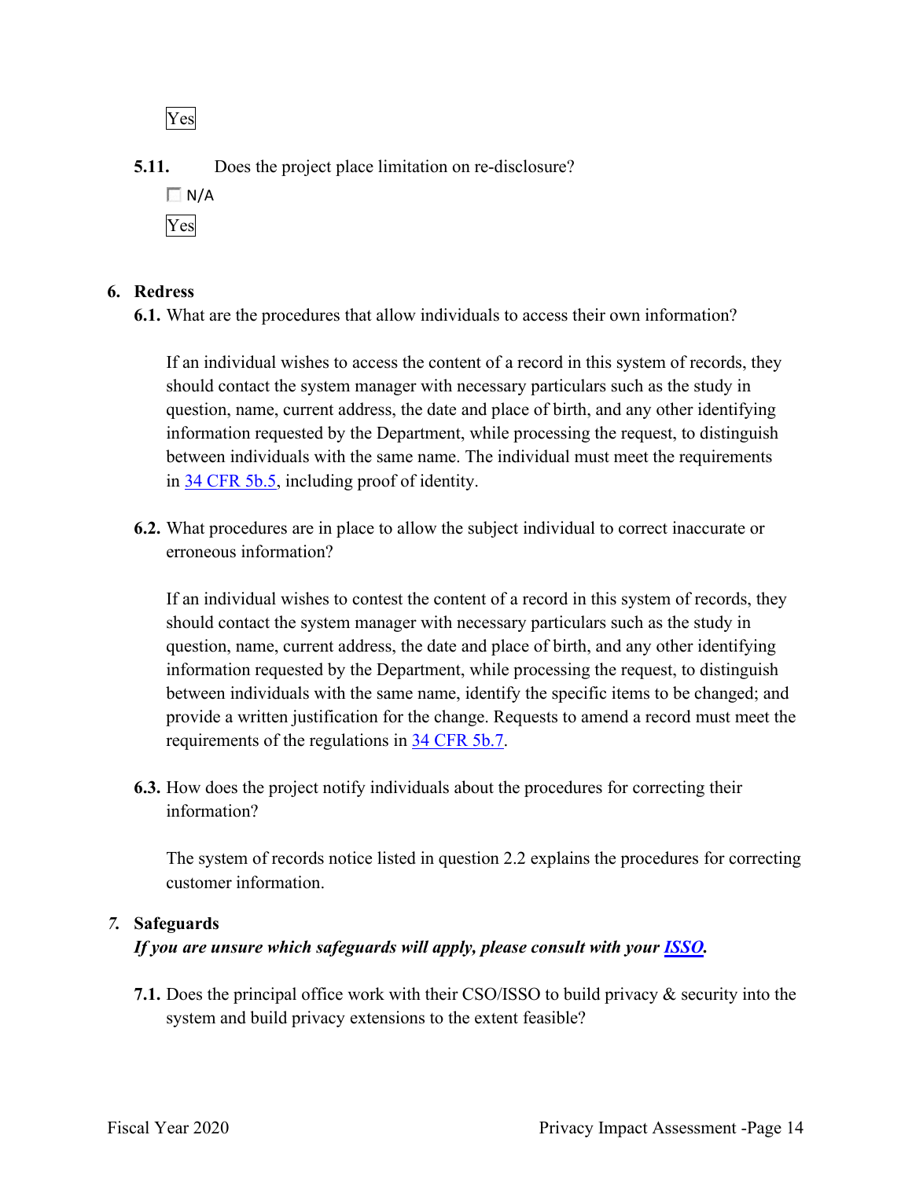Yes

**5.11.** Does the project place limitation on re-disclosure?

☐ N/A

Yes

## 6. Redress

**6.1.** What are the procedures that allow individuals to access their own information?

If an individual wishes to access the content of a record in this system of records, they should contact the system manager with necessary particulars such as the study in question, name, current address, the date and place of birth, and any other identifying information requested by the Department, while processing the request, to distinguish between individuals with the same name. The individual must meet the requirements in 34 CFR 5b.5, including proof of identity.

**6.2.** What procedures are in place to allow the subject individual to correct inaccurate or erroneous information?

If an individual wishes to contest the content of a record in this system of records, they should contact the system manager with necessary particulars such as the study in question, name, current address, the date and place of birth, and any other identifying information requested by the Department, while processing the request, to distinguish between individuals with the same name, identify the specific items to be changed; and provide a written justification for the change. Requests to amend a record must meet the requirements of the regulations in 34 CFR 5b.7.

**6.3.** How does the project notify individuals about the procedures for correcting their information?

The system of records notice listed in question 2.2 explains the procedures for correcting customer information.

## 7. Safeguards

***If you are unsure which safeguards will apply, please consult with your ISSO.***

**7.1.** Does the principal office work with their CSO/ISSO to build privacy & security into the system and build privacy extensions to the extent feasible?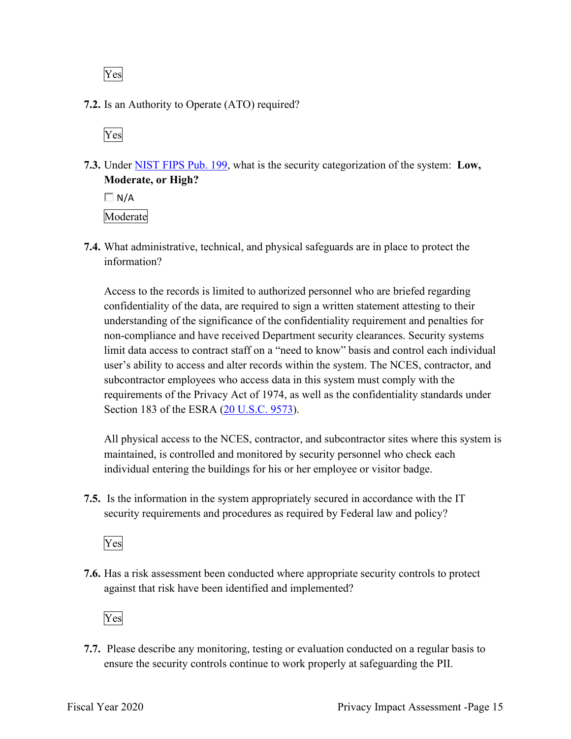Yes

**7.2.** Is an Authority to Operate (ATO) required?

Yes

**7.3.** Under NIST FIPS Pub. 199, what is the security categorization of the system: **Low, Moderate, or High?**

☐ N/A

Moderate

**7.4.** What administrative, technical, and physical safeguards are in place to protect the information?

Access to the records is limited to authorized personnel who are briefed regarding confidentiality of the data, are required to sign a written statement attesting to their understanding of the significance of the confidentiality requirement and penalties for non-compliance and have received Department security clearances. Security systems limit data access to contract staff on a "need to know" basis and control each individual user's ability to access and alter records within the system. The NCES, contractor, and subcontractor employees who access data in this system must comply with the requirements of the Privacy Act of 1974, as well as the confidentiality standards under Section 183 of the ESRA (20 U.S.C. 9573).

All physical access to the NCES, contractor, and subcontractor sites where this system is maintained, is controlled and monitored by security personnel who check each individual entering the buildings for his or her employee or visitor badge.

**7.5.** Is the information in the system appropriately secured in accordance with the IT security requirements and procedures as required by Federal law and policy?

Yes

**7.6.** Has a risk assessment been conducted where appropriate security controls to protect against that risk have been identified and implemented?

Yes

**7.7.** Please describe any monitoring, testing or evaluation conducted on a regular basis to ensure the security controls continue to work properly at safeguarding the PII.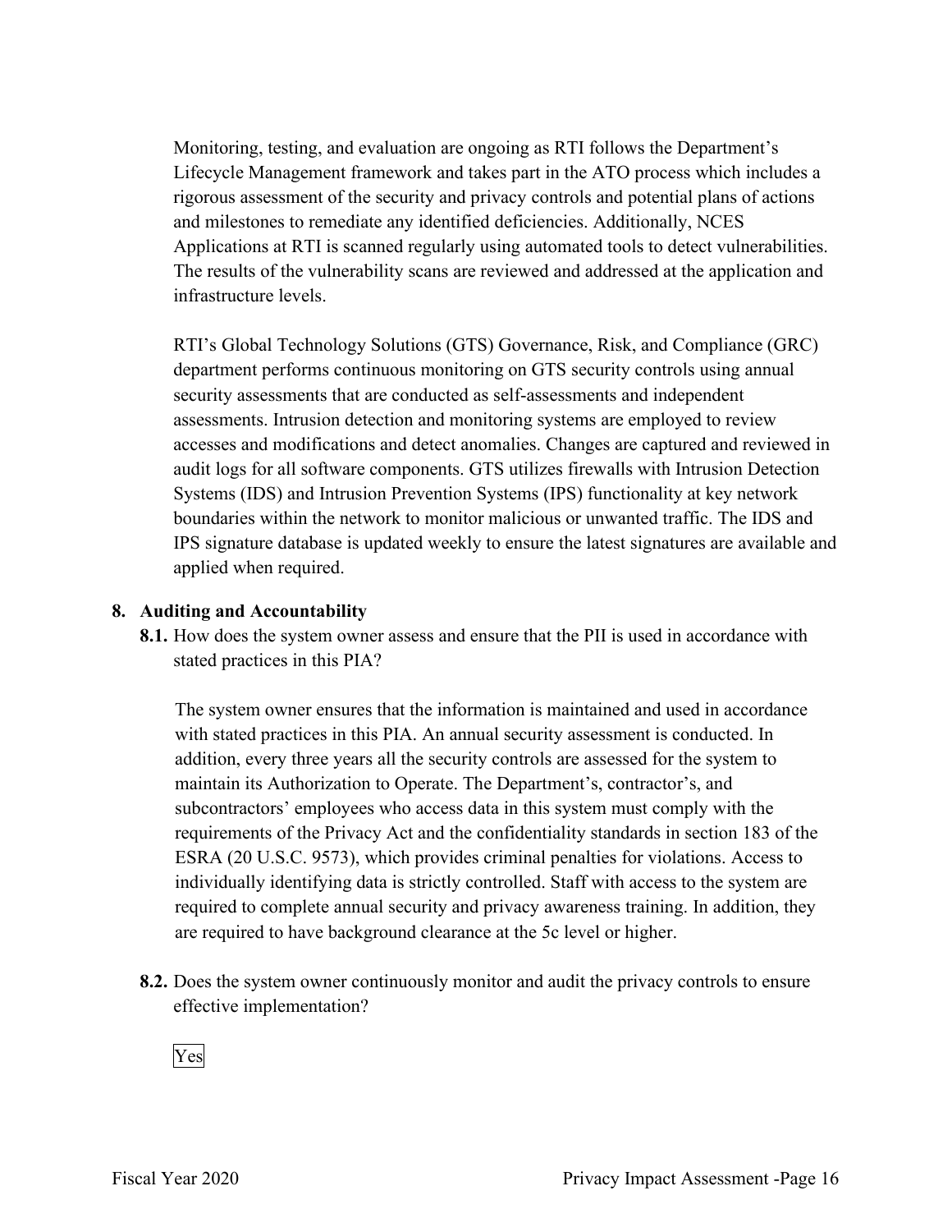Monitoring, testing, and evaluation are ongoing as RTI follows the Department's Lifecycle Management framework and takes part in the ATO process which includes a rigorous assessment of the security and privacy controls and potential plans of actions and milestones to remediate any identified deficiencies. Additionally, NCES Applications at RTI is scanned regularly using automated tools to detect vulnerabilities. The results of the vulnerability scans are reviewed and addressed at the application and infrastructure levels.

RTI's Global Technology Solutions (GTS) Governance, Risk, and Compliance (GRC) department performs continuous monitoring on GTS security controls using annual security assessments that are conducted as self-assessments and independent assessments. Intrusion detection and monitoring systems are employed to review accesses and modifications and detect anomalies. Changes are captured and reviewed in audit logs for all software components. GTS utilizes firewalls with Intrusion Detection Systems (IDS) and Intrusion Prevention Systems (IPS) functionality at key network boundaries within the network to monitor malicious or unwanted traffic. The IDS and IPS signature database is updated weekly to ensure the latest signatures are available and applied when required.

## 8. Auditing and Accountability

**8.1.** How does the system owner assess and ensure that the PII is used in accordance with stated practices in this PIA?

The system owner ensures that the information is maintained and used in accordance with stated practices in this PIA. An annual security assessment is conducted. In addition, every three years all the security controls are assessed for the system to maintain its Authorization to Operate. The Department's, contractor's, and subcontractors' employees who access data in this system must comply with the requirements of the Privacy Act and the confidentiality standards in section 183 of the ESRA (20 U.S.C. 9573), which provides criminal penalties for violations. Access to individually identifying data is strictly controlled. Staff with access to the system are required to complete annual security and privacy awareness training. In addition, they are required to have background clearance at the 5c level or higher.

**8.2.** Does the system owner continuously monitor and audit the privacy controls to ensure effective implementation?

Yes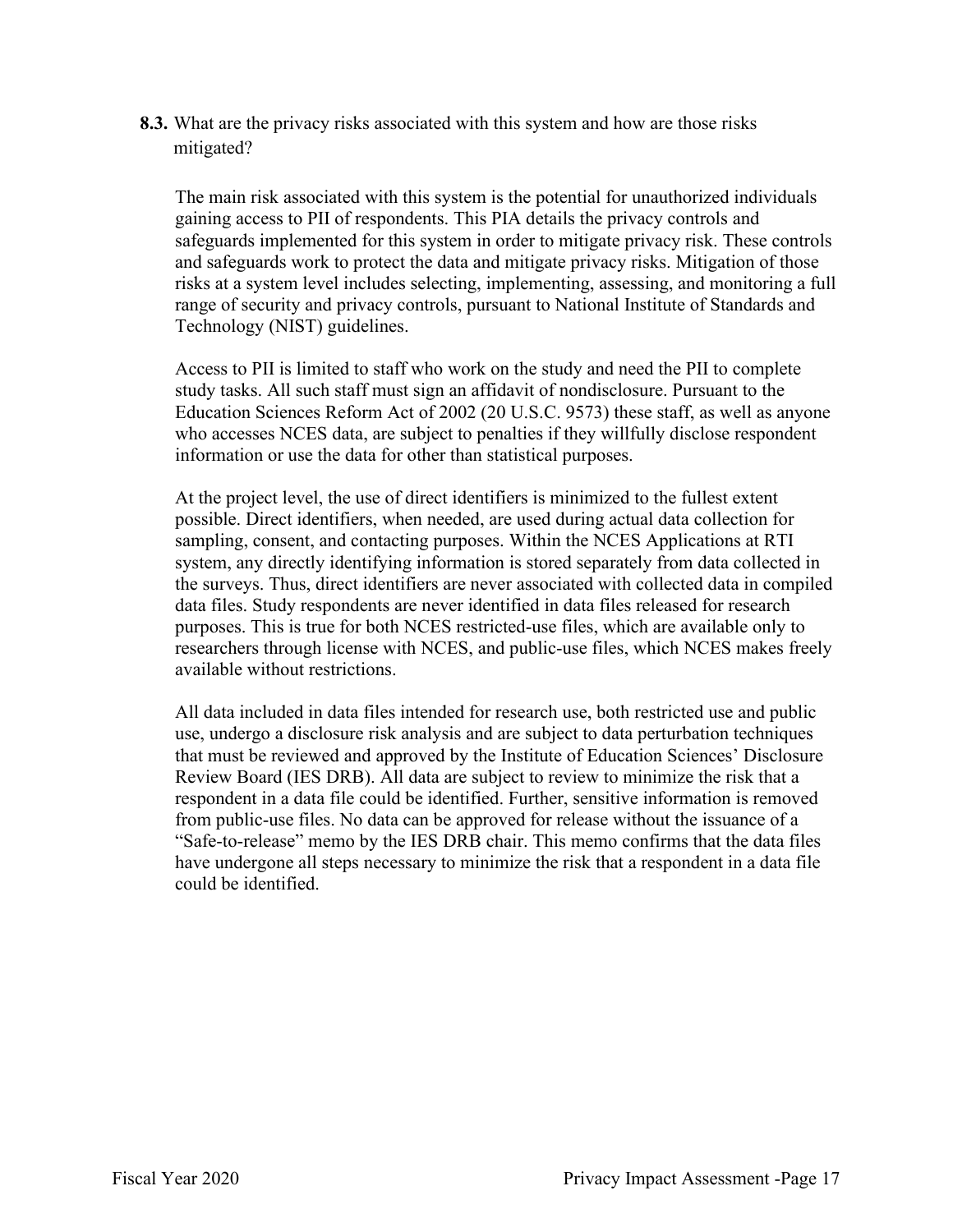**8.3.** What are the privacy risks associated with this system and how are those risks mitigated?

The main risk associated with this system is the potential for unauthorized individuals gaining access to PII of respondents. This PIA details the privacy controls and safeguards implemented for this system in order to mitigate privacy risk. These controls and safeguards work to protect the data and mitigate privacy risks. Mitigation of those risks at a system level includes selecting, implementing, assessing, and monitoring a full range of security and privacy controls, pursuant to National Institute of Standards and Technology (NIST) guidelines.

Access to PII is limited to staff who work on the study and need the PII to complete study tasks. All such staff must sign an affidavit of nondisclosure. Pursuant to the Education Sciences Reform Act of 2002 (20 U.S.C. 9573) these staff, as well as anyone who accesses NCES data, are subject to penalties if they willfully disclose respondent information or use the data for other than statistical purposes.

At the project level, the use of direct identifiers is minimized to the fullest extent possible. Direct identifiers, when needed, are used during actual data collection for sampling, consent, and contacting purposes. Within the NCES Applications at RTI system, any directly identifying information is stored separately from data collected in the surveys. Thus, direct identifiers are never associated with collected data in compiled data files. Study respondents are never identified in data files released for research purposes. This is true for both NCES restricted-use files, which are available only to researchers through license with NCES, and public-use files, which NCES makes freely available without restrictions.

All data included in data files intended for research use, both restricted use and public use, undergo a disclosure risk analysis and are subject to data perturbation techniques that must be reviewed and approved by the Institute of Education Sciences' Disclosure Review Board (IES DRB). All data are subject to review to minimize the risk that a respondent in a data file could be identified. Further, sensitive information is removed from public-use files. No data can be approved for release without the issuance of a "Safe-to-release" memo by the IES DRB chair. This memo confirms that the data files have undergone all steps necessary to minimize the risk that a respondent in a data file could be identified.